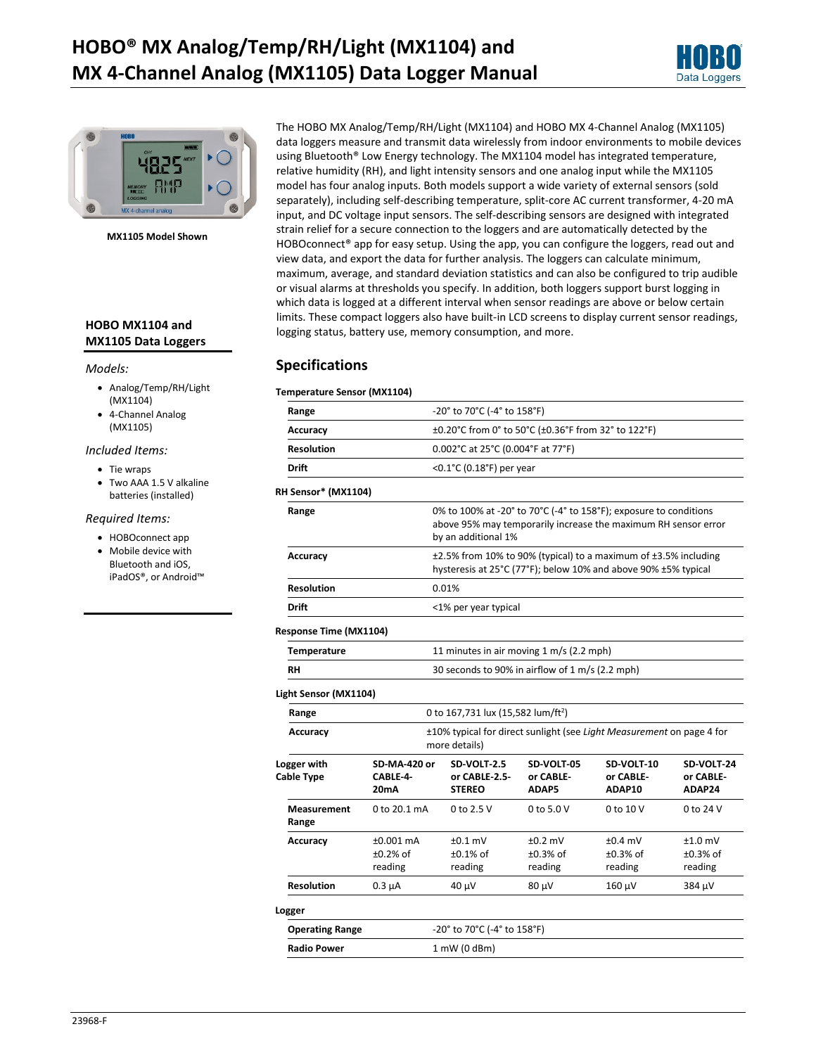# HOBO® MX Analog/Temp/RH/Light (MX1104) and MX 4-Channel Analog (MX1105) Data Logger Manual

MX1105 Model Shown

### HOBO MX1104 and MX1105 Data Loggers

*Models:*

- Analog/Temp/RH/Light (MX1104)
- 4-Channel Analog (MX1105)

*Included Items:*

- Tie wraps
- Two AAA 1.5 V alkaline batteries (installed)

*Required Items:*

- HOBOconnect app
- Mobile device with Bluetooth and iOS, iPadOS®, or Android™

The HOBO MX Analog/Temp/RH/Light (MX1104) and HOBO MX 4-Channel Analog (MX1105) data loggers measure and transmit data wirelessly from indoor environments to mobile devices using Bluetooth® Low Energy technology. The MX1104 model has integrated temperature, relative humidity (RH), and light intensity sensors and one analog input while the MX1105 model has four analog inputs. Both models support a wide variety of external sensors (sold separately), including self-describing temperature, split-core AC current transformer, 4-20 mA input, and DC voltage input sensors. The self-describing sensors are designed with integrated strain relief for a secure connection to the loggers and are automatically detected by the HOBOconnect® app for easy setup. Using the app, you can configure the loggers, read out and view data, and export the data for further analysis. The loggers can calculate minimum, maximum, average, and standard deviation statistics and can also be configured to trip audible or visual alarms at thresholds you specify. In addition, both loggers support burst logging in which data is logged at a different interval when sensor readings are above or below certain limits. These compact loggers also have built-in LCD screens to display current sensor readings, logging status, battery use, memory consumption, and more.

## Specifications

**Temperature Sensor (MX1104)**

| | |
|---|---|
| **Range** | -20° to 70°C (-4° to 158°F) |
| **Accuracy** | ±0.20°C from 0° to 50°C (±0.36°F from 32° to 122°F) |
| **Resolution** | 0.002°C at 25°C (0.004°F at 77°F) |
| **Drift** | <0.1°C (0.18°F) per year |

**RH Sensor\* (MX1104)**

| | |
|---|---|
| **Range** | 0% to 100% at -20° to 70°C (-4° to 158°F); exposure to conditions above 95% may temporarily increase the maximum RH sensor error by an additional 1% |
| **Accuracy** | ±2.5% from 10% to 90% (typical) to a maximum of ±3.5% including hysteresis at 25°C (77°F); below 10% and above 90% ±5% typical |
| **Resolution** | 0.01% |
| **Drift** | <1% per year typical |

**Response Time (MX1104)**

| | |
|---|---|
| **Temperature** | 11 minutes in air moving 1 m/s (2.2 mph) |
| **RH** | 30 seconds to 90% in airflow of 1 m/s (2.2 mph) |

**Light Sensor (MX1104)**

| | |
|---|---|
| **Range** | 0 to 167,731 lux (15,582 lum/ft²) |
| **Accuracy** | ±10% typical for direct sunlight (see *Light Measurement* on page 4 for more details) |

| **Logger with Cable Type** | **SD-MA-420 or CABLE-4-20mA** | **SD-VOLT-2.5 or CABLE-2.5-STEREO** | **SD-VOLT-05 or CABLE-ADAP5** | **SD-VOLT-10 or CABLE-ADAP10** | **SD-VOLT-24 or CABLE-ADAP24** |
|---|---|---|---|---|---|
| **Measurement Range** | 0 to 20.1 mA | 0 to 2.5 V | 0 to 5.0 V | 0 to 10 V | 0 to 24 V |
| **Accuracy** | ±0.001 mA ±0.2% of reading | ±0.1 mV ±0.1% of reading | ±0.2 mV ±0.3% of reading | ±0.4 mV ±0.3% of reading | ±1.0 mV ±0.3% of reading |
| **Resolution** | 0.3 µA | 40 µV | 80 µV | 160 µV | 384 µV |

**Logger**

| | |
|---|---|
| **Operating Range** | -20° to 70°C (-4° to 158°F) |
| **Radio Power** | 1 mW (0 dBm) |

23968-F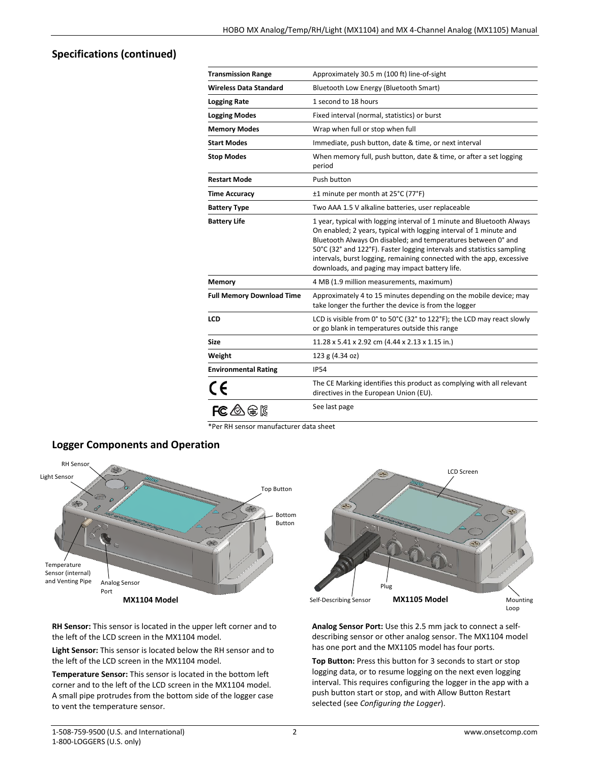## Specifications (continued)

| | |
|---|---|
| **Transmission Range** | Approximately 30.5 m (100 ft) line-of-sight |
| **Wireless Data Standard** | Bluetooth Low Energy (Bluetooth Smart) |
| **Logging Rate** | 1 second to 18 hours |
| **Logging Modes** | Fixed interval (normal, statistics) or burst |
| **Memory Modes** | Wrap when full or stop when full |
| **Start Modes** | Immediate, push button, date & time, or next interval |
| **Stop Modes** | When memory full, push button, date & time, or after a set logging period |
| **Restart Mode** | Push button |
| **Time Accuracy** | ±1 minute per month at 25°C (77°F) |
| **Battery Type** | Two AAA 1.5 V alkaline batteries, user replaceable |
| **Battery Life** | 1 year, typical with logging interval of 1 minute and Bluetooth Always On enabled; 2 years, typical with logging interval of 1 minute and Bluetooth Always On disabled; and temperatures between 0° and 50°C (32° and 122°F). Faster logging intervals and statistics sampling intervals, burst logging, remaining connected with the app, excessive downloads, and paging may impact battery life. |
| **Memory** | 4 MB (1.9 million measurements, maximum) |
| **Full Memory Download Time** | Approximately 4 to 15 minutes depending on the mobile device; may take longer the further the device is from the logger |
| **LCD** | LCD is visible from 0° to 50°C (32° to 122°F); the LCD may react slowly or go blank in temperatures outside this range |
| **Size** | 11.28 x 5.41 x 2.92 cm (4.44 x 2.13 x 1.15 in.) |
| **Weight** | 123 g (4.34 oz) |
| **Environmental Rating** | IP54 |
| CE | The CE Marking identifies this product as complying with all relevant directives in the European Union (EU). |
| FC | See last page |

*Per RH sensor manufacturer data sheet

## Logger Components and Operation

RH Sensor, Light Sensor, Top Button, Bottom Button, Temperature Sensor (internal) and Venting Pipe, Analog Sensor Port

**MX1104 Model**

LCD Screen, Plug, Self-Describing Sensor, Mounting Loop

**MX1105 Model**

**RH Sensor:** This sensor is located in the upper left corner and to the left of the LCD screen in the MX1104 model.

**Light Sensor:** This sensor is located below the RH sensor and to the left of the LCD screen in the MX1104 model.

**Temperature Sensor:** This sensor is located in the bottom left corner and to the left of the LCD screen in the MX1104 model. A small pipe protrudes from the bottom side of the logger case to vent the temperature sensor.

**Analog Sensor Port:** Use this 2.5 mm jack to connect a self-describing sensor or other analog sensor. The MX1104 model has one port and the MX1105 model has four ports.

**Top Button:** Press this button for 3 seconds to start or stop logging data, or to resume logging on the next even logging interval. This requires configuring the logger in the app with a push button start or stop, and with Allow Button Restart selected (see *Configuring the Logger*).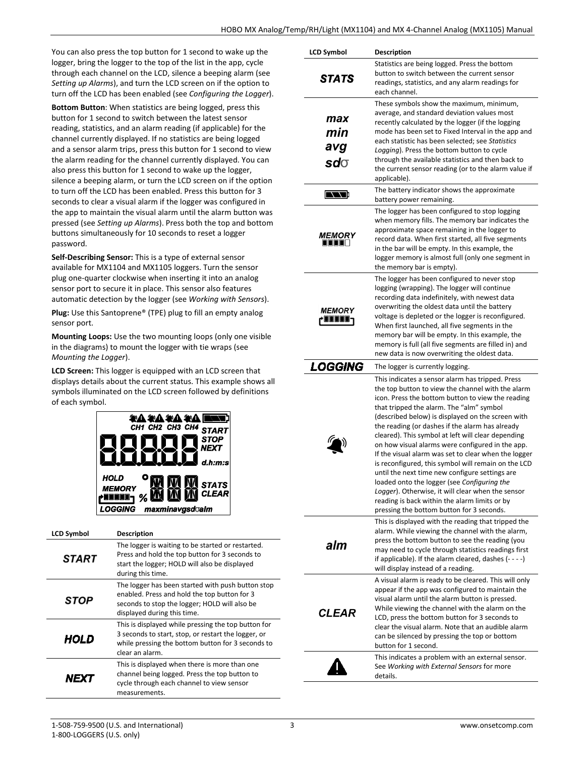You can also press the top button for 1 second to wake up the logger, bring the logger to the top of the list in the app, cycle through each channel on the LCD, silence a beeping alarm (see *Setting up Alarms*), and turn the LCD screen on if the option to turn off the LCD has been enabled (see *Configuring the Logger*).

**Bottom Button**: When statistics are being logged, press this button for 1 second to switch between the latest sensor reading, statistics, and an alarm reading (if applicable) for the channel currently displayed. If no statistics are being logged and a sensor alarm trips, press this button for 1 second to view the alarm reading for the channel currently displayed. You can also press this button for 1 second to wake up the logger, silence a beeping alarm, or turn the LCD screen on if the option to turn off the LCD has been enabled. Press this button for 3 seconds to clear a visual alarm if the logger was configured in the app to maintain the visual alarm until the alarm button was pressed (see *Setting up Alarms*). Press both the top and bottom buttons simultaneously for 10 seconds to reset a logger password.

**Self-Describing Sensor:** This is a type of external sensor available for MX1104 and MX1105 loggers. Turn the sensor plug one-quarter clockwise when inserting it into an analog sensor port to secure it in place. This sensor also features automatic detection by the logger (see *Working with Sensors*).

**Plug:** Use this Santoprene® (TPE) plug to fill an empty analog sensor port.

**Mounting Loops:** Use the two mounting loops (only one visible in the diagrams) to mount the logger with tie wraps (see *Mounting the Logger*).

**LCD Screen:** This logger is equipped with an LCD screen that displays details about the current status. This example shows all symbols illuminated on the LCD screen followed by definitions of each symbol.

| LCD Symbol | Description |
|---|---|
| START | The logger is waiting to be started or restarted. Press and hold the top button for 3 seconds to start the logger; HOLD will also be displayed during this time. |
| STOP | The logger has been started with push button stop enabled. Press and hold the top button for 3 seconds to stop the logger; HOLD will also be displayed during this time. |
| HOLD | This is displayed while pressing the top button for 3 seconds to start, stop, or restart the logger, or while pressing the bottom button for 3 seconds to clear an alarm. |
| NEXT | This is displayed when there is more than one channel being logged. Press the top button to cycle through each channel to view sensor measurements. |
| STATS | Statistics are being logged. Press the bottom button to switch between the current sensor readings, statistics, and any alarm readings for each channel. |
| max min avg sdσ | These symbols show the maximum, minimum, average, and standard deviation values most recently calculated by the logger (if the logging mode has been set to Fixed Interval in the app and each statistic has been selected; see *Statistics Logging*). Press the bottom button to cycle through the available statistics and then back to the current sensor reading (or to the alarm value if applicable). |
| (battery icon) | The battery indicator shows the approximate battery power remaining. |
| MEMORY | The logger has been configured to stop logging when memory fills. The memory bar indicates the approximate space remaining in the logger to record data. When first started, all five segments in the bar will be empty. In this example, the logger memory is almost full (only one segment in the memory bar is empty). |
| MEMORY (wrapping) | The logger has been configured to never stop logging (wrapping). The logger will continue recording data indefinitely, with newest data overwriting the oldest data until the battery voltage is depleted or the logger is reconfigured. When first launched, all five segments in the memory bar will be empty. In this example, the memory is full (all five segments are filled in) and new data is now overwriting the oldest data. |
| LOGGING | The logger is currently logging. |
| (alarm bell icon) | This indicates a sensor alarm has tripped. Press the top button to view the channel with the alarm icon. Press the bottom button to view the reading that tripped the alarm. The "alm" symbol (described below) is displayed on the screen with the reading (or dashes if the alarm has already cleared). This symbol at left will clear depending on how visual alarms were configured in the app. If the visual alarm was set to clear when the logger is reconfigured, this symbol will remain on the LCD until the next time new configure settings are loaded onto the logger (see *Configuring the Logger*). Otherwise, it will clear when the sensor reading is back within the alarm limits or by pressing the bottom button for 3 seconds. |
| alm | This is displayed with the reading that tripped the alarm. While viewing the channel with the alarm, press the bottom button to see the reading (you may need to cycle through statistics readings first if applicable). If the alarm cleared, dashes (- - - -) will display instead of a reading. |
| CLEAR | A visual alarm is ready to be cleared. This will only appear if the app was configured to maintain the visual alarm until the alarm button is pressed. While viewing the channel with the alarm on the LCD, press the bottom button for 3 seconds to clear the visual alarm. Note that an audible alarm can be silenced by pressing the top or bottom button for 1 second. |
| (warning icon) | This indicates a problem with an external sensor. See *Working with External Sensors* for more details. |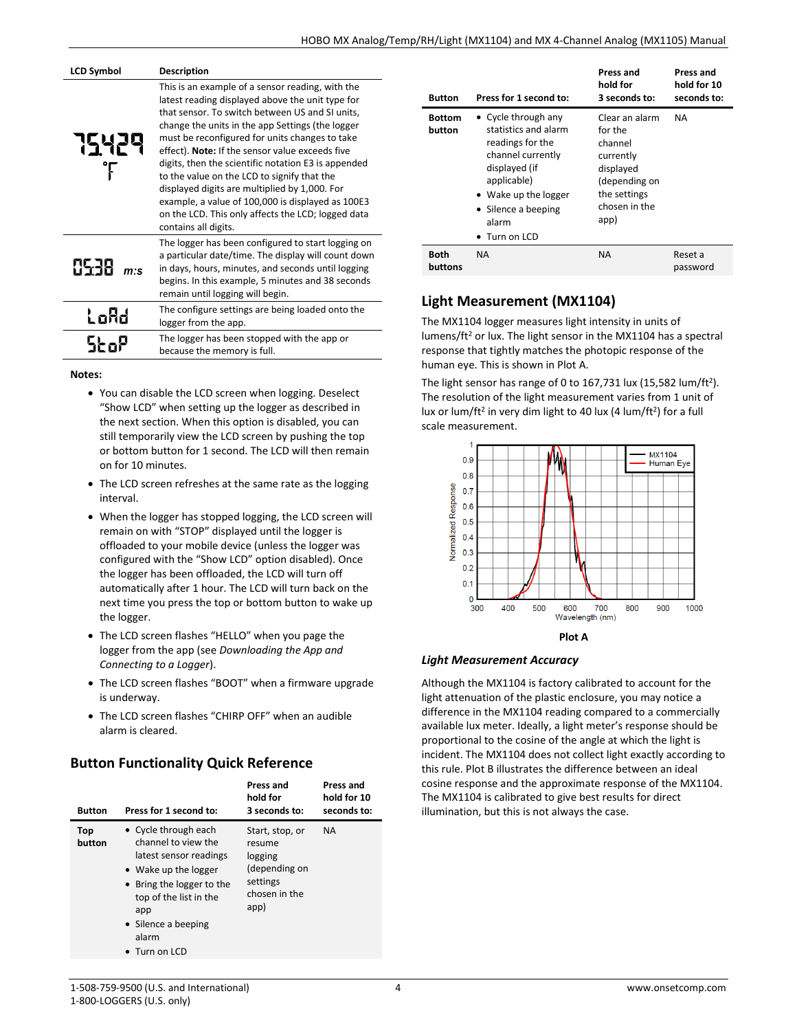| LCD Symbol | Description |
|---|---|
| 75.429 °F | This is an example of a sensor reading, with the latest reading displayed above the unit type for that sensor. To switch between US and SI units, change the units in the app Settings (the logger must be reconfigured for units change to take effect). **Note:** If the sensor value exceeds five digits, then the scientific notation E3 is appended to the value on the LCD to signify that the displayed digits are multiplied by 1,000. For example, a value of 100,000 is displayed as 100E3 on the LCD. This only affects the LCD; logged data contains all digits. |
| 05:38 m:s | The logger has been configured to start logging on a particular date/time. The display will count down in days, hours, minutes, and seconds until logging begins. In this example, 5 minutes and 38 seconds remain until logging will begin. |
| LoAd | The configure settings are being loaded onto the logger from the app. |
| StoP | The logger has been stopped with the app or because the memory is full. |

**Notes:**

- You can disable the LCD screen when logging. Deselect "Show LCD" when setting up the logger as described in the next section. When this option is disabled, you can still temporarily view the LCD screen by pushing the top or bottom button for 1 second. The LCD will then remain on for 10 minutes.
- The LCD screen refreshes at the same rate as the logging interval.
- When the logger has stopped logging, the LCD screen will remain on with "STOP" displayed until the logger is offloaded to your mobile device (unless the logger was configured with the "Show LCD" option disabled). Once the logger has been offloaded, the LCD will turn off automatically after 1 hour. The LCD will turn back on the next time you press the top or bottom button to wake up the logger.
- The LCD screen flashes "HELLO" when you page the logger from the app (see *Downloading the App and Connecting to a Logger*).
- The LCD screen flashes "BOOT" when a firmware upgrade is underway.
- The LCD screen flashes "CHIRP OFF" when an audible alarm is cleared.

## Button Functionality Quick Reference

| Button | Press for 1 second to: | Press and hold for 3 seconds to: | Press and hold for 10 seconds to: |
|---|---|---|---|
| **Top button** | • Cycle through each channel to view the latest sensor readings<br>• Wake up the logger<br>• Bring the logger to the top of the list in the app<br>• Silence a beeping alarm<br>• Turn on LCD | Start, stop, or resume logging (depending on settings chosen in the app) | NA |
| **Bottom button** | • Cycle through any statistics and alarm readings for the channel currently displayed (if applicable)<br>• Wake up the logger<br>• Silence a beeping alarm<br>• Turn on LCD | Clear an alarm for the channel currently displayed (depending on the settings chosen in the app) | NA |
| **Both buttons** | NA | NA | Reset a password |

## Light Measurement (MX1104)

The MX1104 logger measures light intensity in units of lumens/ft² or lux. The light sensor in the MX1104 has a spectral response that tightly matches the photopic response of the human eye. This is shown in Plot A.

The light sensor has range of 0 to 167,731 lux (15,582 lum/ft²). The resolution of the light measurement varies from 1 unit of lux or lum/ft² in very dim light to 40 lux (4 lum/ft²) for a full scale measurement.

**Plot A**

### *Light Measurement Accuracy*

Although the MX1104 is factory calibrated to account for the light attenuation of the plastic enclosure, you may notice a difference in the MX1104 reading compared to a commercially available lux meter. Ideally, a light meter's response should be proportional to the cosine of the angle at which the light is incident. The MX1104 does not collect light exactly according to this rule. Plot B illustrates the difference between an ideal cosine response and the approximate response of the MX1104. The MX1104 is calibrated to give best results for direct illumination, but this is not always the case.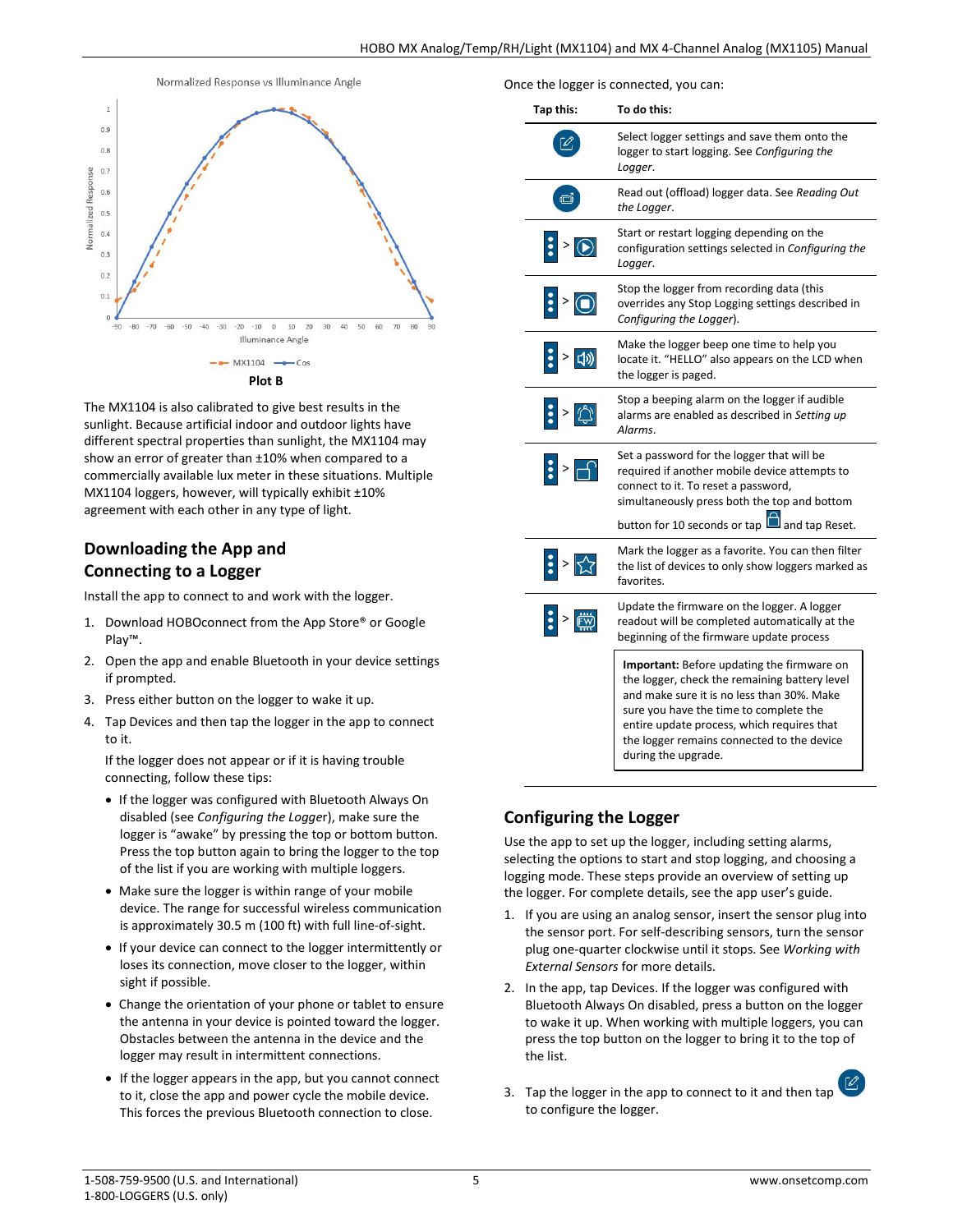Normalized Response vs Illuminance Angle

Plot B

The MX1104 is also calibrated to give best results in the sunlight. Because artificial indoor and outdoor lights have different spectral properties than sunlight, the MX1104 may show an error of greater than ±10% when compared to a commercially available lux meter in these situations. Multiple MX1104 loggers, however, will typically exhibit ±10% agreement with each other in any type of light.

## Downloading the App and Connecting to a Logger

Install the app to connect to and work with the logger.

1. Download HOBOconnect from the App Store® or Google Play™.
2. Open the app and enable Bluetooth in your device settings if prompted.
3. Press either button on the logger to wake it up.
4. Tap Devices and then tap the logger in the app to connect to it.

   If the logger does not appear or if it is having trouble connecting, follow these tips:

   - If the logger was configured with Bluetooth Always On disabled (see *Configuring the Logger*), make sure the logger is "awake" by pressing the top or bottom button. Press the top button again to bring the logger to the top of the list if you are working with multiple loggers.
   - Make sure the logger is within range of your mobile device. The range for successful wireless communication is approximately 30.5 m (100 ft) with full line-of-sight.
   - If your device can connect to the logger intermittently or loses its connection, move closer to the logger, within sight if possible.
   - Change the orientation of your phone or tablet to ensure the antenna in your device is pointed toward the logger. Obstacles between the antenna in the device and the logger may result in intermittent connections.
   - If the logger appears in the app, but you cannot connect to it, close the app and power cycle the mobile device. This forces the previous Bluetooth connection to close.

Once the logger is connected, you can:

| Tap this: | To do this: |
|---|---|
| (Configure icon) | Select logger settings and save them onto the logger to start logging. See *Configuring the Logger*. |
| (Readout icon) | Read out (offload) logger data. See *Reading Out the Logger*. |
| ⋮ > (Start icon) | Start or restart logging depending on the configuration settings selected in *Configuring the Logger*. |
| ⋮ > (Stop icon) | Stop the logger from recording data (this overrides any Stop Logging settings described in *Configuring the Logger*). |
| ⋮ > (Beep icon) | Make the logger beep one time to help you locate it. "HELLO" also appears on the LCD when the logger is paged. |
| ⋮ > (Alarm icon) | Stop a beeping alarm on the logger if audible alarms are enabled as described in *Setting up Alarms*. |
| ⋮ > (Lock icon) | Set a password for the logger that will be required if another mobile device attempts to connect to it. To reset a password, simultaneously press both the top and bottom button for 10 seconds or tap (lock icon) and tap Reset. |
| ⋮ > (Favorite icon) | Mark the logger as a favorite. You can then filter the list of devices to only show loggers marked as favorites. |
| ⋮ > (FW icon) | Update the firmware on the logger. A logger readout will be completed automatically at the beginning of the firmware update process<br><br>**Important:** Before updating the firmware on the logger, check the remaining battery level and make sure it is no less than 30%. Make sure you have the time to complete the entire update process, which requires that the logger remains connected to the device during the upgrade. |

## Configuring the Logger

Use the app to set up the logger, including setting alarms, selecting the options to start and stop logging, and choosing a logging mode. These steps provide an overview of setting up the logger. For complete details, see the app user's guide.

1. If you are using an analog sensor, insert the sensor plug into the sensor port. For self-describing sensors, turn the sensor plug one-quarter clockwise until it stops. See *Working with External Sensors* for more details.
2. In the app, tap Devices. If the logger was configured with Bluetooth Always On disabled, press a button on the logger to wake it up. When working with multiple loggers, you can press the top button on the logger to bring it to the top of the list.
3. Tap the logger in the app to connect to it and then tap (configure icon) to configure the logger.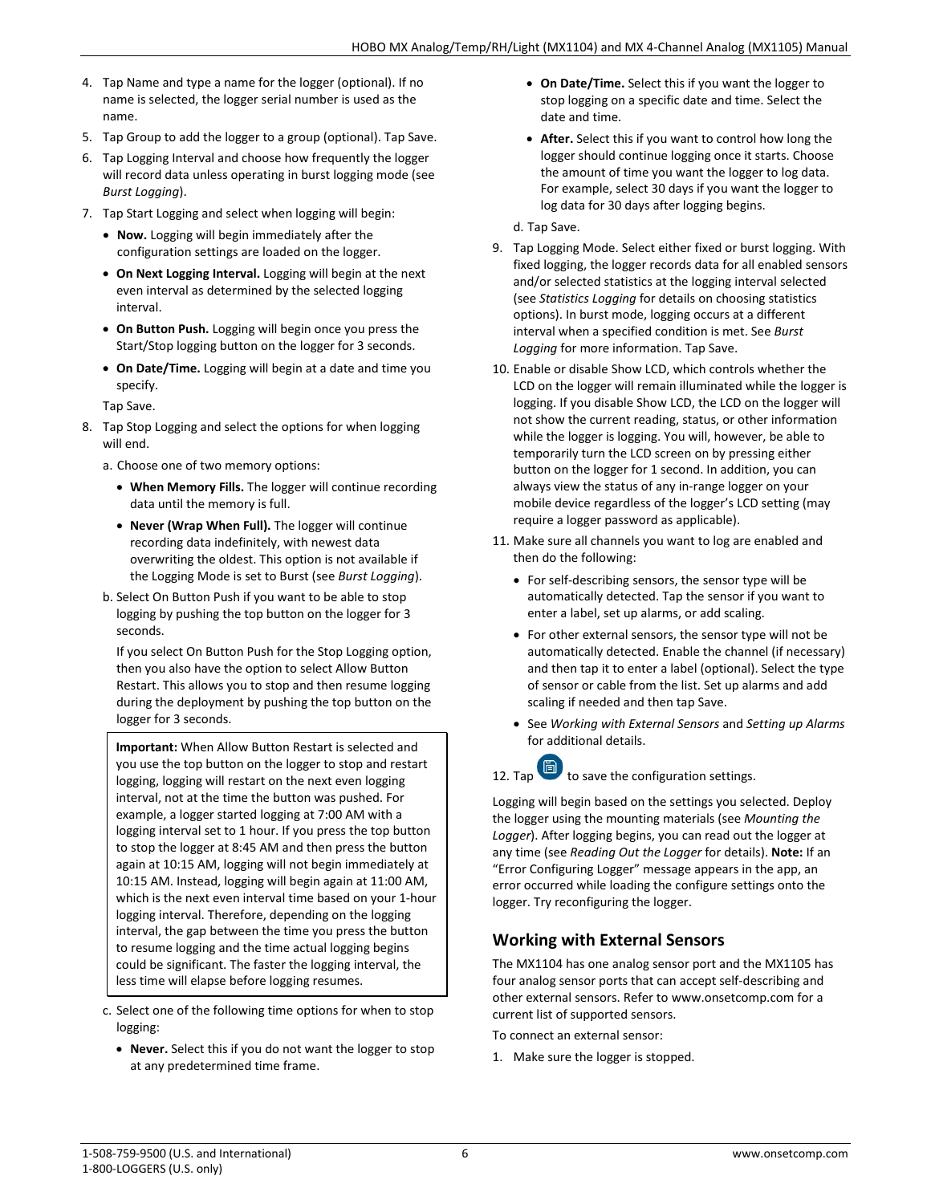4. Tap Name and type a name for the logger (optional). If no name is selected, the logger serial number is used as the name.
5. Tap Group to add the logger to a group (optional). Tap Save.
6. Tap Logging Interval and choose how frequently the logger will record data unless operating in burst logging mode (see *Burst Logging*).
7. Tap Start Logging and select when logging will begin:
   - **Now.** Logging will begin immediately after the configuration settings are loaded on the logger.
   - **On Next Logging Interval.** Logging will begin at the next even interval as determined by the selected logging interval.
   - **On Button Push.** Logging will begin once you press the Start/Stop logging button on the logger for 3 seconds.
   - **On Date/Time.** Logging will begin at a date and time you specify.

   Tap Save.
8. Tap Stop Logging and select the options for when logging will end.

   a. Choose one of two memory options:
   - **When Memory Fills.** The logger will continue recording data until the memory is full.
   - **Never (Wrap When Full).** The logger will continue recording data indefinitely, with newest data overwriting the oldest. This option is not available if the Logging Mode is set to Burst (see *Burst Logging*).

   b. Select On Button Push if you want to be able to stop logging by pushing the top button on the logger for 3 seconds.

   If you select On Button Push for the Stop Logging option, then you also have the option to select Allow Button Restart. This allows you to stop and then resume logging during the deployment by pushing the top button on the logger for 3 seconds.

   > **Important:** When Allow Button Restart is selected and you use the top button on the logger to stop and restart logging, logging will restart on the next even logging interval, not at the time the button was pushed. For example, a logger started logging at 7:00 AM with a logging interval set to 1 hour. If you press the top button to stop the logger at 8:45 AM and then press the button again at 10:15 AM, logging will not begin immediately at 10:15 AM. Instead, logging will begin again at 11:00 AM, which is the next even interval time based on your 1-hour logging interval. Therefore, depending on the logging interval, the gap between the time you press the button to resume logging and the time actual logging begins could be significant. The faster the logging interval, the less time will elapse before logging resumes.

   c. Select one of the following time options for when to stop logging:
   - **Never.** Select this if you do not want the logger to stop at any predetermined time frame.
   - **On Date/Time.** Select this if you want the logger to stop logging on a specific date and time. Select the date and time.
   - **After.** Select this if you want to control how long the logger should continue logging once it starts. Choose the amount of time you want the logger to log data. For example, select 30 days if you want the logger to log data for 30 days after logging begins.

   d. Tap Save.
9. Tap Logging Mode. Select either fixed or burst logging. With fixed logging, the logger records data for all enabled sensors and/or selected statistics at the logging interval selected (see *Statistics Logging* for details on choosing statistics options). In burst mode, logging occurs at a different interval when a specified condition is met. See *Burst Logging* for more information. Tap Save.
10. Enable or disable Show LCD, which controls whether the LCD on the logger will remain illuminated while the logger is logging. If you disable Show LCD, the LCD on the logger will not show the current reading, status, or other information while the logger is logging. You will, however, be able to temporarily turn the LCD screen on by pressing either button on the logger for 1 second. In addition, you can always view the status of any in-range logger on your mobile device regardless of the logger's LCD setting (may require a logger password as applicable).
11. Make sure all channels you want to log are enabled and then do the following:
    - For self-describing sensors, the sensor type will be automatically detected. Tap the sensor if you want to enter a label, set up alarms, or add scaling.
    - For other external sensors, the sensor type will not be automatically detected. Enable the channel (if necessary) and then tap it to enter a label (optional). Select the type of sensor or cable from the list. Set up alarms and add scaling if needed and then tap Save.
    - See *Working with External Sensors* and *Setting up Alarms* for additional details.
12. Tap to save the configuration settings.

Logging will begin based on the settings you selected. Deploy the logger using the mounting materials (see *Mounting the Logger*). After logging begins, you can read out the logger at any time (see *Reading Out the Logger* for details). **Note:** If an "Error Configuring Logger" message appears in the app, an error occurred while loading the configure settings onto the logger. Try reconfiguring the logger.

## Working with External Sensors

The MX1104 has one analog sensor port and the MX1105 has four analog sensor ports that can accept self-describing and other external sensors. Refer to www.onsetcomp.com for a current list of supported sensors.

To connect an external sensor:

1. Make sure the logger is stopped.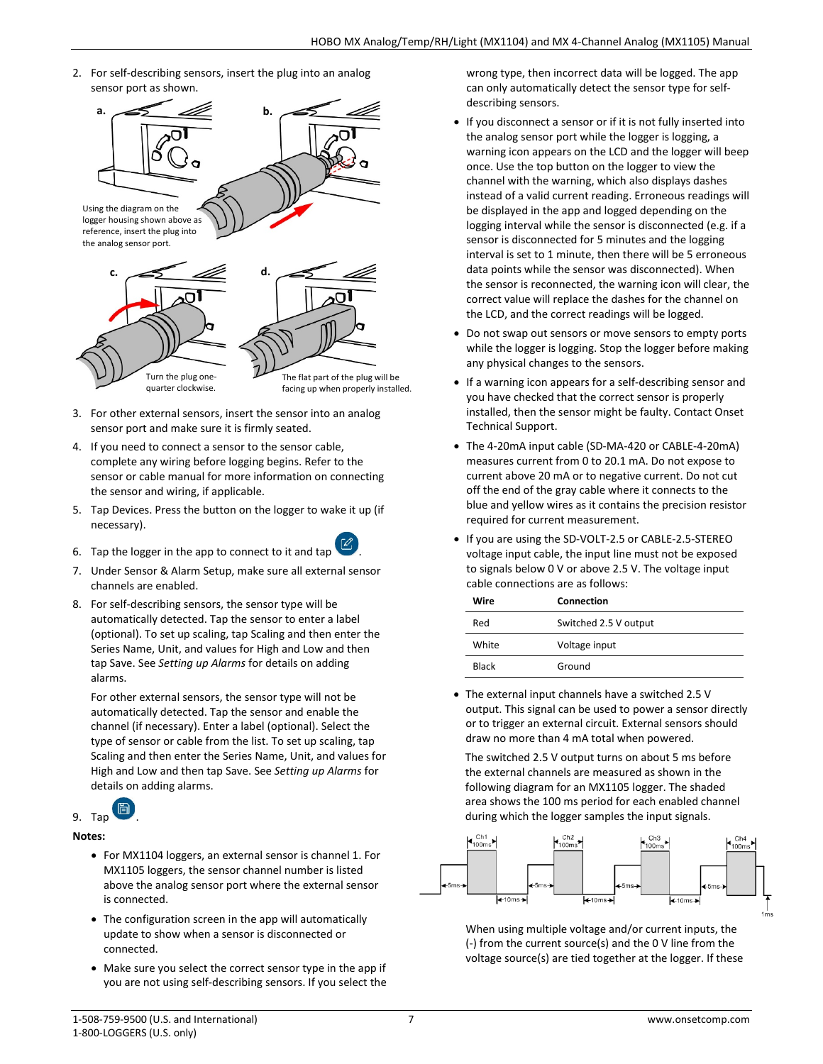2. For self-describing sensors, insert the plug into an analog sensor port as shown.

   Using the diagram on the logger housing shown above as reference, insert the plug into the analog sensor port.

   Turn the plug one-quarter clockwise.

   The flat part of the plug will be facing up when properly installed.

3. For other external sensors, insert the sensor into an analog sensor port and make sure it is firmly seated.
4. If you need to connect a sensor to the sensor cable, complete any wiring before logging begins. Refer to the sensor or cable manual for more information on connecting the sensor and wiring, if applicable.
5. Tap Devices. Press the button on the logger to wake it up (if necessary).
6. Tap the logger in the app to connect to it and tap .
7. Under Sensor & Alarm Setup, make sure all external sensor channels are enabled.
8. For self-describing sensors, the sensor type will be automatically detected. Tap the sensor to enter a label (optional). To set up scaling, tap Scaling and then enter the Series Name, Unit, and values for High and Low and then tap Save. See *Setting up Alarms* for details on adding alarms.

   For other external sensors, the sensor type will not be automatically detected. Tap the sensor and enable the channel (if necessary). Enter a label (optional). Select the type of sensor or cable from the list. To set up scaling, tap Scaling and then enter the Series Name, Unit, and values for High and Low and then tap Save. See *Setting up Alarms* for details on adding alarms.
9. Tap .

**Notes:**

- For MX1104 loggers, an external sensor is channel 1. For MX1105 loggers, the sensor channel number is listed above the analog sensor port where the external sensor is connected.
- The configuration screen in the app will automatically update to show when a sensor is disconnected or connected.
- Make sure you select the correct sensor type in the app if you are not using self-describing sensors. If you select the wrong type, then incorrect data will be logged. The app can only automatically detect the sensor type for self-describing sensors.
- If you disconnect a sensor or if it is not fully inserted into the analog sensor port while the logger is logging, a warning icon appears on the LCD and the logger will beep once. Use the top button on the logger to view the channel with the warning, which also displays dashes instead of a valid current reading. Erroneous readings will be displayed in the app and logged depending on the logging interval while the sensor is disconnected (e.g. if a sensor is disconnected for 5 minutes and the logging interval is set to 1 minute, then there will be 5 erroneous data points while the sensor was disconnected). When the sensor is reconnected, the warning icon will clear, the correct value will replace the dashes for the channel on the LCD, and the correct readings will be logged.
- Do not swap out sensors or move sensors to empty ports while the logger is logging. Stop the logger before making any physical changes to the sensors.
- If a warning icon appears for a self-describing sensor and you have checked that the correct sensor is properly installed, then the sensor might be faulty. Contact Onset Technical Support.
- The 4-20mA input cable (SD-MA-420 or CABLE-4-20mA) measures current from 0 to 20.1 mA. Do not expose to current above 20 mA or to negative current. Do not cut off the end of the gray cable where it connects to the blue and yellow wires as it contains the precision resistor required for current measurement.
- If you are using the SD-VOLT-2.5 or CABLE-2.5-STEREO voltage input cable, the input line must not be exposed to signals below 0 V or above 2.5 V. The voltage input cable connections are as follows:

| Wire | Connection |
|---|---|
| Red | Switched 2.5 V output |
| White | Voltage input |
| Black | Ground |

- The external input channels have a switched 2.5 V output. This signal can be used to power a sensor directly or to trigger an external circuit. External sensors should draw no more than 4 mA total when powered.

  The switched 2.5 V output turns on about 5 ms before the external channels are measured as shown in the following diagram for an MX1105 logger. The shaded area shows the 100 ms period for each enabled channel during which the logger samples the input signals.

  Ch1 100ms, Ch2 100ms, Ch3 100ms, Ch4 100ms; 5ms; 10ms; 1ms

  When using multiple voltage and/or current inputs, the (-) from the current source(s) and the 0 V line from the voltage source(s) are tied together at the logger. If these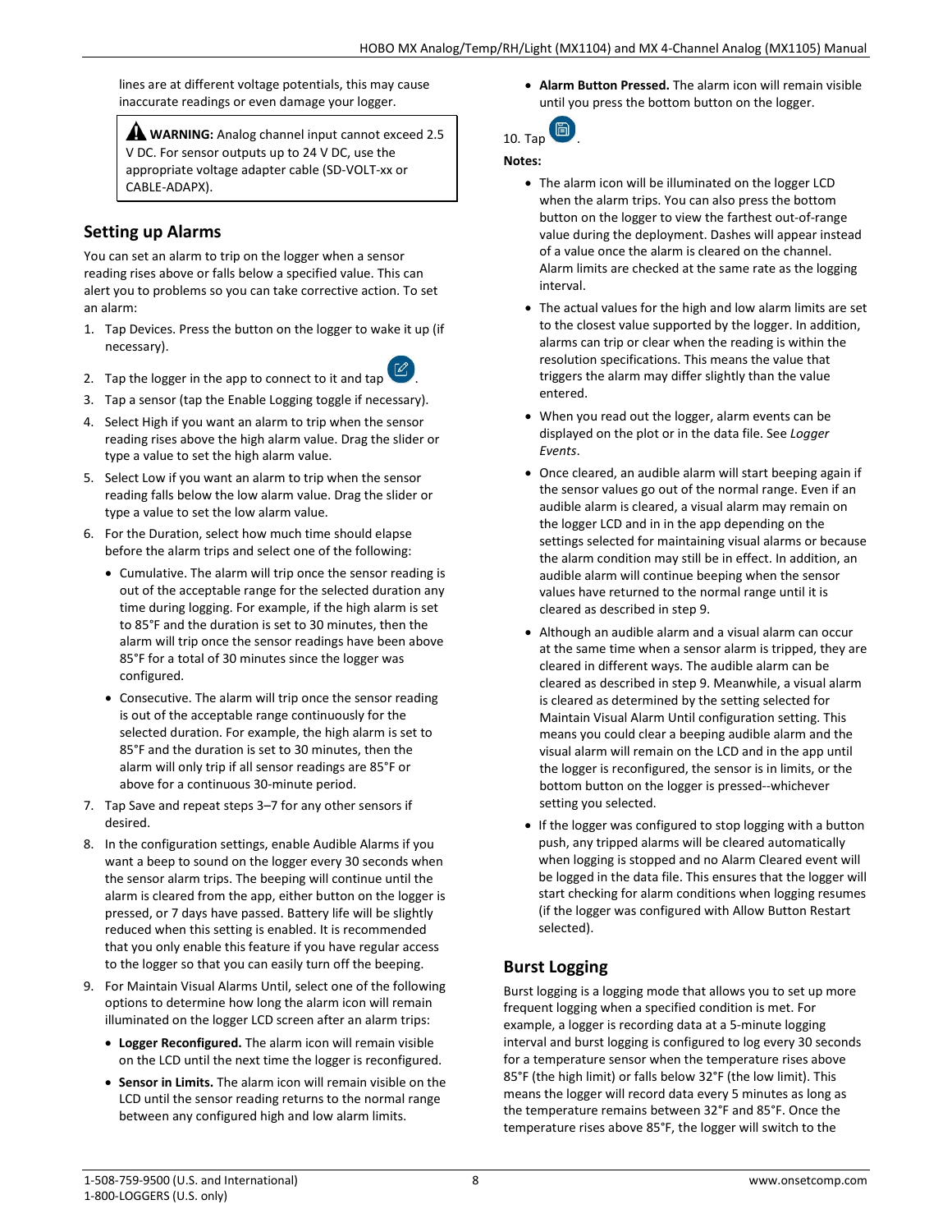lines are at different voltage potentials, this may cause inaccurate readings or even damage your logger.

> ⚠ **WARNING:** Analog channel input cannot exceed 2.5 V DC. For sensor outputs up to 24 V DC, use the appropriate voltage adapter cable (SD-VOLT-xx or CABLE-ADAPX).

## Setting up Alarms

You can set an alarm to trip on the logger when a sensor reading rises above or falls below a specified value. This can alert you to problems so you can take corrective action. To set an alarm:

1. Tap Devices. Press the button on the logger to wake it up (if necessary).
2. Tap the logger in the app to connect to it and tap .
3. Tap a sensor (tap the Enable Logging toggle if necessary).
4. Select High if you want an alarm to trip when the sensor reading rises above the high alarm value. Drag the slider or type a value to set the high alarm value.
5. Select Low if you want an alarm to trip when the sensor reading falls below the low alarm value. Drag the slider or type a value to set the low alarm value.
6. For the Duration, select how much time should elapse before the alarm trips and select one of the following:
   - Cumulative. The alarm will trip once the sensor reading is out of the acceptable range for the selected duration any time during logging. For example, if the high alarm is set to 85°F and the duration is set to 30 minutes, then the alarm will trip once the sensor readings have been above 85°F for a total of 30 minutes since the logger was configured.
   - Consecutive. The alarm will trip once the sensor reading is out of the acceptable range continuously for the selected duration. For example, the high alarm is set to 85°F and the duration is set to 30 minutes, then the alarm will only trip if all sensor readings are 85°F or above for a continuous 30-minute period.
7. Tap Save and repeat steps 3–7 for any other sensors if desired.
8. In the configuration settings, enable Audible Alarms if you want a beep to sound on the logger every 30 seconds when the sensor alarm trips. The beeping will continue until the alarm is cleared from the app, either button on the logger is pressed, or 7 days have passed. Battery life will be slightly reduced when this setting is enabled. It is recommended that you only enable this feature if you have regular access to the logger so that you can easily turn off the beeping.
9. For Maintain Visual Alarms Until, select one of the following options to determine how long the alarm icon will remain illuminated on the logger LCD screen after an alarm trips:
   - **Logger Reconfigured.** The alarm icon will remain visible on the LCD until the next time the logger is reconfigured.
   - **Sensor in Limits.** The alarm icon will remain visible on the LCD until the sensor reading returns to the normal range between any configured high and low alarm limits.
   - **Alarm Button Pressed.** The alarm icon will remain visible until you press the bottom button on the logger.
10. Tap .

**Notes:**

- The alarm icon will be illuminated on the logger LCD when the alarm trips. You can also press the bottom button on the logger to view the farthest out-of-range value during the deployment. Dashes will appear instead of a value once the alarm is cleared on the channel. Alarm limits are checked at the same rate as the logging interval.
- The actual values for the high and low alarm limits are set to the closest value supported by the logger. In addition, alarms can trip or clear when the reading is within the resolution specifications. This means the value that triggers the alarm may differ slightly than the value entered.
- When you read out the logger, alarm events can be displayed on the plot or in the data file. See *Logger Events*.
- Once cleared, an audible alarm will start beeping again if the sensor values go out of the normal range. Even if an audible alarm is cleared, a visual alarm may remain on the logger LCD and in in the app depending on the settings selected for maintaining visual alarms or because the alarm condition may still be in effect. In addition, an audible alarm will continue beeping when the sensor values have returned to the normal range until it is cleared as described in step 9.
- Although an audible alarm and a visual alarm can occur at the same time when a sensor alarm is tripped, they are cleared in different ways. The audible alarm can be cleared as described in step 9. Meanwhile, a visual alarm is cleared as determined by the setting selected for Maintain Visual Alarm Until configuration setting. This means you could clear a beeping audible alarm and the visual alarm will remain on the LCD and in the app until the logger is reconfigured, the sensor is in limits, or the bottom button on the logger is pressed--whichever setting you selected.
- If the logger was configured to stop logging with a button push, any tripped alarms will be cleared automatically when logging is stopped and no Alarm Cleared event will be logged in the data file. This ensures that the logger will start checking for alarm conditions when logging resumes (if the logger was configured with Allow Button Restart selected).

## Burst Logging

Burst logging is a logging mode that allows you to set up more frequent logging when a specified condition is met. For example, a logger is recording data at a 5-minute logging interval and burst logging is configured to log every 30 seconds for a temperature sensor when the temperature rises above 85°F (the high limit) or falls below 32°F (the low limit). This means the logger will record data every 5 minutes as long as the temperature remains between 32°F and 85°F. Once the temperature rises above 85°F, the logger will switch to the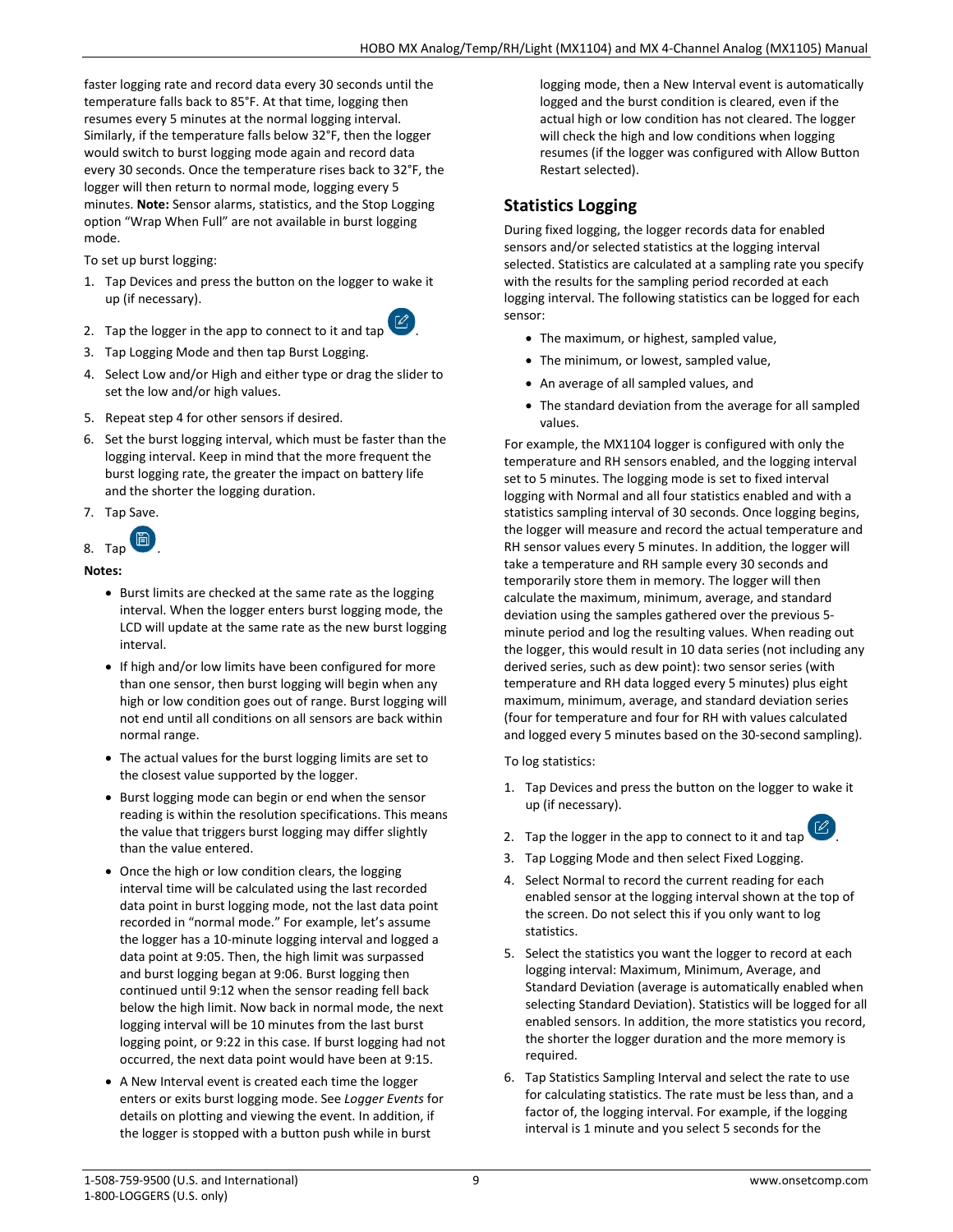faster logging rate and record data every 30 seconds until the temperature falls back to 85°F. At that time, logging then resumes every 5 minutes at the normal logging interval. Similarly, if the temperature falls below 32°F, then the logger would switch to burst logging mode again and record data every 30 seconds. Once the temperature rises back to 32°F, the logger will then return to normal mode, logging every 5 minutes. **Note:** Sensor alarms, statistics, and the Stop Logging option "Wrap When Full" are not available in burst logging mode.

To set up burst logging:

1. Tap Devices and press the button on the logger to wake it up (if necessary).
2. Tap the logger in the app to connect to it and tap .
3. Tap Logging Mode and then tap Burst Logging.
4. Select Low and/or High and either type or drag the slider to set the low and/or high values.
5. Repeat step 4 for other sensors if desired.
6. Set the burst logging interval, which must be faster than the logging interval. Keep in mind that the more frequent the burst logging rate, the greater the impact on battery life and the shorter the logging duration.
7. Tap Save.
8. Tap .

**Notes:**

- Burst limits are checked at the same rate as the logging interval. When the logger enters burst logging mode, the LCD will update at the same rate as the new burst logging interval.
- If high and/or low limits have been configured for more than one sensor, then burst logging will begin when any high or low condition goes out of range. Burst logging will not end until all conditions on all sensors are back within normal range.
- The actual values for the burst logging limits are set to the closest value supported by the logger.
- Burst logging mode can begin or end when the sensor reading is within the resolution specifications. This means the value that triggers burst logging may differ slightly than the value entered.
- Once the high or low condition clears, the logging interval time will be calculated using the last recorded data point in burst logging mode, not the last data point recorded in "normal mode." For example, let's assume the logger has a 10-minute logging interval and logged a data point at 9:05. Then, the high limit was surpassed and burst logging began at 9:06. Burst logging then continued until 9:12 when the sensor reading fell back below the high limit. Now back in normal mode, the next logging interval will be 10 minutes from the last burst logging point, or 9:22 in this case. If burst logging had not occurred, the next data point would have been at 9:15.
- A New Interval event is created each time the logger enters or exits burst logging mode. See *Logger Events* for details on plotting and viewing the event. In addition, if the logger is stopped with a button push while in burst logging mode, then a New Interval event is automatically logged and the burst condition is cleared, even if the actual high or low condition has not cleared. The logger will check the high and low conditions when logging resumes (if the logger was configured with Allow Button Restart selected).

## Statistics Logging

During fixed logging, the logger records data for enabled sensors and/or selected statistics at the logging interval selected. Statistics are calculated at a sampling rate you specify with the results for the sampling period recorded at each logging interval. The following statistics can be logged for each sensor:

- The maximum, or highest, sampled value,
- The minimum, or lowest, sampled value,
- An average of all sampled values, and
- The standard deviation from the average for all sampled values.

For example, the MX1104 logger is configured with only the temperature and RH sensors enabled, and the logging interval set to 5 minutes. The logging mode is set to fixed interval logging with Normal and all four statistics enabled and with a statistics sampling interval of 30 seconds. Once logging begins, the logger will measure and record the actual temperature and RH sensor values every 5 minutes. In addition, the logger will take a temperature and RH sample every 30 seconds and temporarily store them in memory. The logger will then calculate the maximum, minimum, average, and standard deviation using the samples gathered over the previous 5-minute period and log the resulting values. When reading out the logger, this would result in 10 data series (not including any derived series, such as dew point): two sensor series (with temperature and RH data logged every 5 minutes) plus eight maximum, minimum, average, and standard deviation series (four for temperature and four for RH with values calculated and logged every 5 minutes based on the 30-second sampling).

To log statistics:

1. Tap Devices and press the button on the logger to wake it up (if necessary).
2. Tap the logger in the app to connect to it and tap .
3. Tap Logging Mode and then select Fixed Logging.
4. Select Normal to record the current reading for each enabled sensor at the logging interval shown at the top of the screen. Do not select this if you only want to log statistics.
5. Select the statistics you want the logger to record at each logging interval: Maximum, Minimum, Average, and Standard Deviation (average is automatically enabled when selecting Standard Deviation). Statistics will be logged for all enabled sensors. In addition, the more statistics you record, the shorter the logger duration and the more memory is required.
6. Tap Statistics Sampling Interval and select the rate to use for calculating statistics. The rate must be less than, and a factor of, the logging interval. For example, if the logging interval is 1 minute and you select 5 seconds for the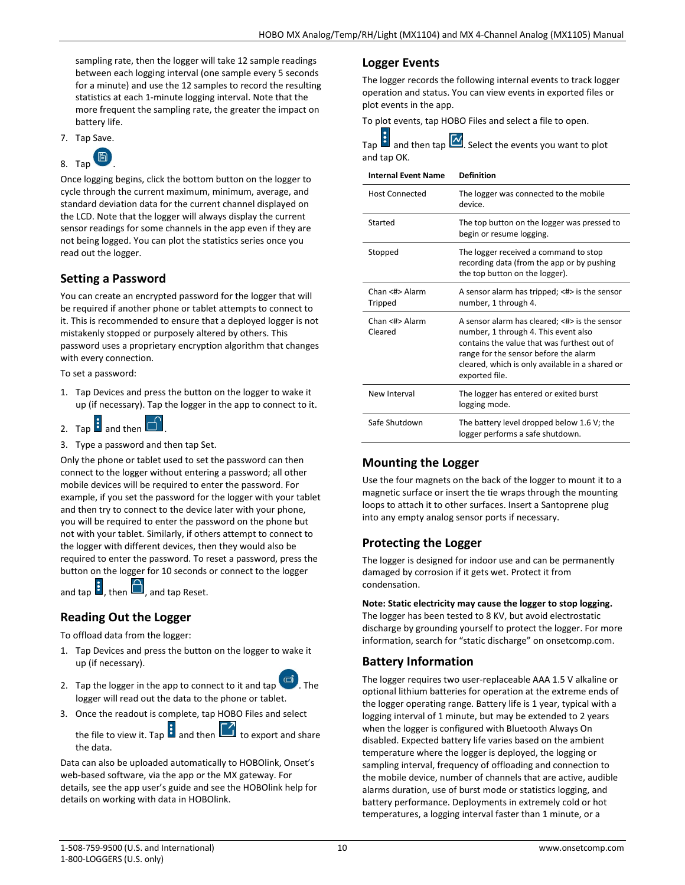sampling rate, then the logger will take 12 sample readings between each logging interval (one sample every 5 seconds for a minute) and use the 12 samples to record the resulting statistics at each 1-minute logging interval. Note that the more frequent the sampling rate, the greater the impact on battery life.

7. Tap Save.
8. Tap .

Once logging begins, click the bottom button on the logger to cycle through the current maximum, minimum, average, and standard deviation data for the current channel displayed on the LCD. Note that the logger will always display the current sensor readings for some channels in the app even if they are not being logged. You can plot the statistics series once you read out the logger.

## Setting a Password

You can create an encrypted password for the logger that will be required if another phone or tablet attempts to connect to it. This is recommended to ensure that a deployed logger is not mistakenly stopped or purposely altered by others. This password uses a proprietary encryption algorithm that changes with every connection.

To set a password:

1. Tap Devices and press the button on the logger to wake it up (if necessary). Tap the logger in the app to connect to it.
2. Tap and then .
3. Type a password and then tap Set.

Only the phone or tablet used to set the password can then connect to the logger without entering a password; all other mobile devices will be required to enter the password. For example, if you set the password for the logger with your tablet and then try to connect to the device later with your phone, you will be required to enter the password on the phone but not with your tablet. Similarly, if others attempt to connect to the logger with different devices, then they would also be required to enter the password. To reset a password, press the button on the logger for 10 seconds or connect to the logger and tap , then , and tap Reset.

## Reading Out the Logger

To offload data from the logger:

1. Tap Devices and press the button on the logger to wake it up (if necessary).
2. Tap the logger in the app to connect to it and tap . The logger will read out the data to the phone or tablet.
3. Once the readout is complete, tap HOBO Files and select the file to view it. Tap and then to export and share the data.

Data can also be uploaded automatically to HOBOlink, Onset's web-based software, via the app or the MX gateway. For details, see the app user's guide and see the HOBOlink help for details on working with data in HOBOlink.

## Logger Events

The logger records the following internal events to track logger operation and status. You can view events in exported files or plot events in the app.

To plot events, tap HOBO Files and select a file to open.

Tap and then tap . Select the events you want to plot and tap OK.

| Internal Event Name | Definition |
|---|---|
| Host Connected | The logger was connected to the mobile device. |
| Started | The top button on the logger was pressed to begin or resume logging. |
| Stopped | The logger received a command to stop recording data (from the app or by pushing the top button on the logger). |
| Chan <#> Alarm Tripped | A sensor alarm has tripped; <#> is the sensor number, 1 through 4. |
| Chan <#> Alarm Cleared | A sensor alarm has cleared; <#> is the sensor number, 1 through 4. This event also contains the value that was furthest out of range for the sensor before the alarm cleared, which is only available in a shared or exported file. |
| New Interval | The logger has entered or exited burst logging mode. |
| Safe Shutdown | The battery level dropped below 1.6 V; the logger performs a safe shutdown. |

## Mounting the Logger

Use the four magnets on the back of the logger to mount it to a magnetic surface or insert the tie wraps through the mounting loops to attach it to other surfaces. Insert a Santoprene plug into any empty analog sensor ports if necessary.

## Protecting the Logger

The logger is designed for indoor use and can be permanently damaged by corrosion if it gets wet. Protect it from condensation.

**Note: Static electricity may cause the logger to stop logging.** The logger has been tested to 8 KV, but avoid electrostatic discharge by grounding yourself to protect the logger. For more information, search for "static discharge" on onsetcomp.com.

## Battery Information

The logger requires two user-replaceable AAA 1.5 V alkaline or optional lithium batteries for operation at the extreme ends of the logger operating range. Battery life is 1 year, typical with a logging interval of 1 minute, but may be extended to 2 years when the logger is configured with Bluetooth Always On disabled. Expected battery life varies based on the ambient temperature where the logger is deployed, the logging or sampling interval, frequency of offloading and connection to the mobile device, number of channels that are active, audible alarms duration, use of burst mode or statistics logging, and battery performance. Deployments in extremely cold or hot temperatures, a logging interval faster than 1 minute, or a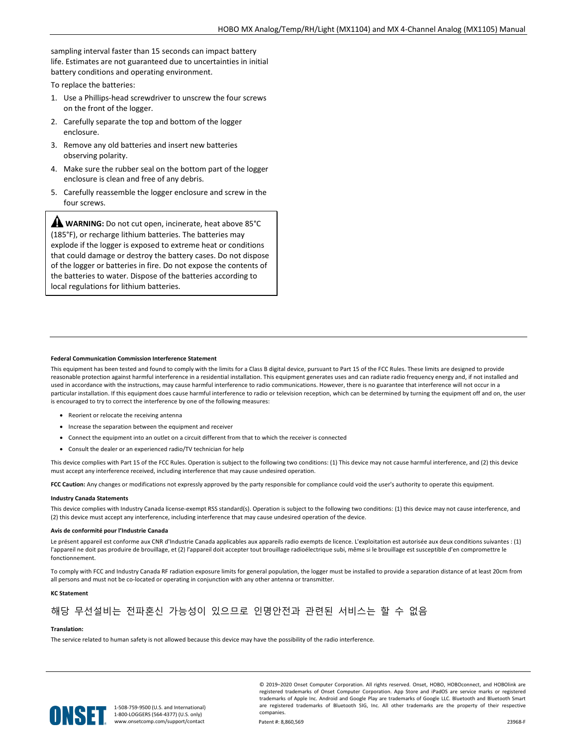sampling interval faster than 15 seconds can impact battery life. Estimates are not guaranteed due to uncertainties in initial battery conditions and operating environment.

To replace the batteries:

1. Use a Phillips-head screwdriver to unscrew the four screws on the front of the logger.
2. Carefully separate the top and bottom of the logger enclosure.
3. Remove any old batteries and insert new batteries observing polarity.
4. Make sure the rubber seal on the bottom part of the logger enclosure is clean and free of any debris.
5. Carefully reassemble the logger enclosure and screw in the four screws.

**WARNING:** Do not cut open, incinerate, heat above 85°C (185°F), or recharge lithium batteries. The batteries may explode if the logger is exposed to extreme heat or conditions that could damage or destroy the battery cases. Do not dispose of the logger or batteries in fire. Do not expose the contents of the batteries to water. Dispose of the batteries according to local regulations for lithium batteries.

**Federal Communication Commission Interference Statement**

This equipment has been tested and found to comply with the limits for a Class B digital device, pursuant to Part 15 of the FCC Rules. These limits are designed to provide reasonable protection against harmful interference in a residential installation. This equipment generates uses and can radiate radio frequency energy and, if not installed and used in accordance with the instructions, may cause harmful interference to radio communications. However, there is no guarantee that interference will not occur in a particular installation. If this equipment does cause harmful interference to radio or television reception, which can be determined by turning the equipment off and on, the user is encouraged to try to correct the interference by one of the following measures:

- Reorient or relocate the receiving antenna
- Increase the separation between the equipment and receiver
- Connect the equipment into an outlet on a circuit different from that to which the receiver is connected
- Consult the dealer or an experienced radio/TV technician for help

This device complies with Part 15 of the FCC Rules. Operation is subject to the following two conditions: (1) This device may not cause harmful interference, and (2) this device must accept any interference received, including interference that may cause undesired operation.

**FCC Caution:** Any changes or modifications not expressly approved by the party responsible for compliance could void the user's authority to operate this equipment.

**Industry Canada Statements**

This device complies with Industry Canada license-exempt RSS standard(s). Operation is subject to the following two conditions: (1) this device may not cause interference, and (2) this device must accept any interference, including interference that may cause undesired operation of the device.

**Avis de conformité pour l'Industrie Canada**

Le présent appareil est conforme aux CNR d'Industrie Canada applicables aux appareils radio exempts de licence. L'exploitation est autorisée aux deux conditions suivantes : (1) l'appareil ne doit pas produire de brouillage, et (2) l'appareil doit accepter tout brouillage radioélectrique subi, même si le brouillage est susceptible d'en compromettre le fonctionnement.

To comply with FCC and Industry Canada RF radiation exposure limits for general population, the logger must be installed to provide a separation distance of at least 20cm from all persons and must not be co-located or operating in conjunction with any other antenna or transmitter.

**KC Statement**

해당 무선설비는 전파혼신 가능성이 있으므로 인명안전과 관련된 서비스는 할 수 없음

**Translation:**

The service related to human safety is not allowed because this device may have the possibility of the radio interference.

ONSET

1-508-759-9500 (U.S. and International)
1-800-LOGGERS (564-4377) (U.S. only)
www.onsetcomp.com/support/contact

© 2019–2020 Onset Computer Corporation. All rights reserved. Onset, HOBO, HOBOconnect, and HOBOlink are registered trademarks of Onset Computer Corporation. App Store and iPadOS are service marks or registered trademarks of Apple Inc. Android and Google Play are trademarks of Google LLC. Bluetooth and Bluetooth Smart are registered trademarks of Bluetooth SIG, Inc. All other trademarks are the property of their respective companies.

Patent #: 8,860,569

23968-F